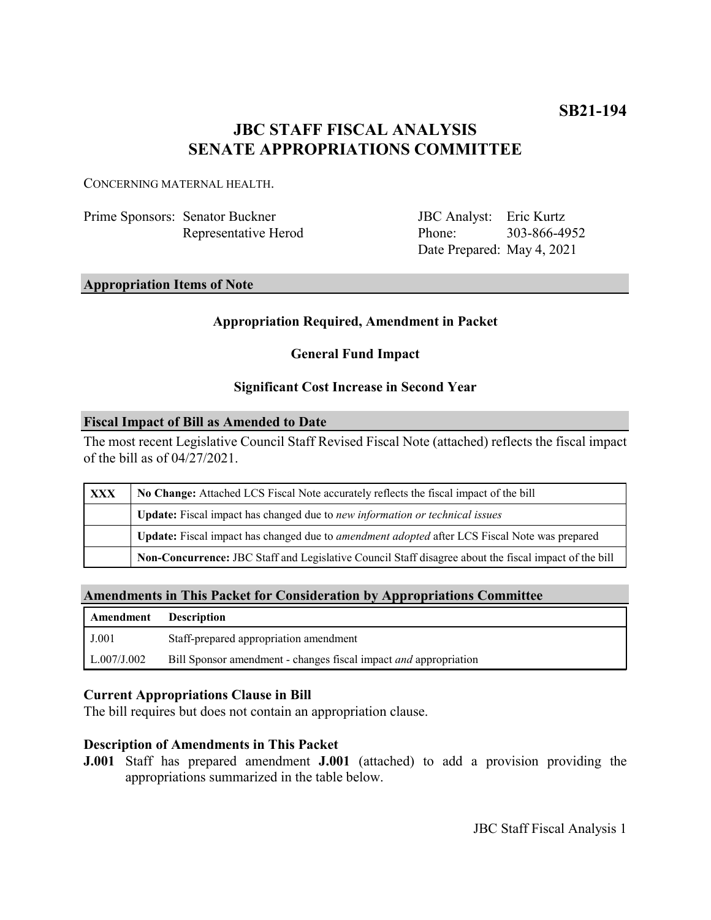**SB21-194**

# JBC STAFF FISCAL ANALYSIS
# SENATE APPROPRIATIONS COMMITTEE

CONCERNING MATERNAL HEALTH.

| | | | |
|---|---|---|---|
| Prime Sponsors: | Senator Buckner | JBC Analyst: | Eric Kurtz |
| | Representative Herod | Phone: | 303-866-4952 |
| | | Date Prepared: | May 4, 2021 |

## Appropriation Items of Note

**Appropriation Required, Amendment in Packet**

**General Fund Impact**

**Significant Cost Increase in Second Year**

## Fiscal Impact of Bill as Amended to Date

The most recent Legislative Council Staff Revised Fiscal Note (attached) reflects the fiscal impact of the bill as of 04/27/2021.

| | |
|---|---|
| **XXX** | **No Change:** Attached LCS Fiscal Note accurately reflects the fiscal impact of the bill |
| | **Update:** Fiscal impact has changed due to *new information or technical issues* |
| | **Update:** Fiscal impact has changed due to *amendment adopted* after LCS Fiscal Note was prepared |
| | **Non-Concurrence:** JBC Staff and Legislative Council Staff disagree about the fiscal impact of the bill |

## Amendments in This Packet for Consideration by Appropriations Committee

| Amendment | Description |
|---|---|
| J.001 | Staff-prepared appropriation amendment |
| L.007/J.002 | Bill Sponsor amendment - changes fiscal impact *and* appropriation |

### Current Appropriations Clause in Bill

The bill requires but does not contain an appropriation clause.

### Description of Amendments in This Packet

**J.001** Staff has prepared amendment **J.001** (attached) to add a provision providing the appropriations summarized in the table below.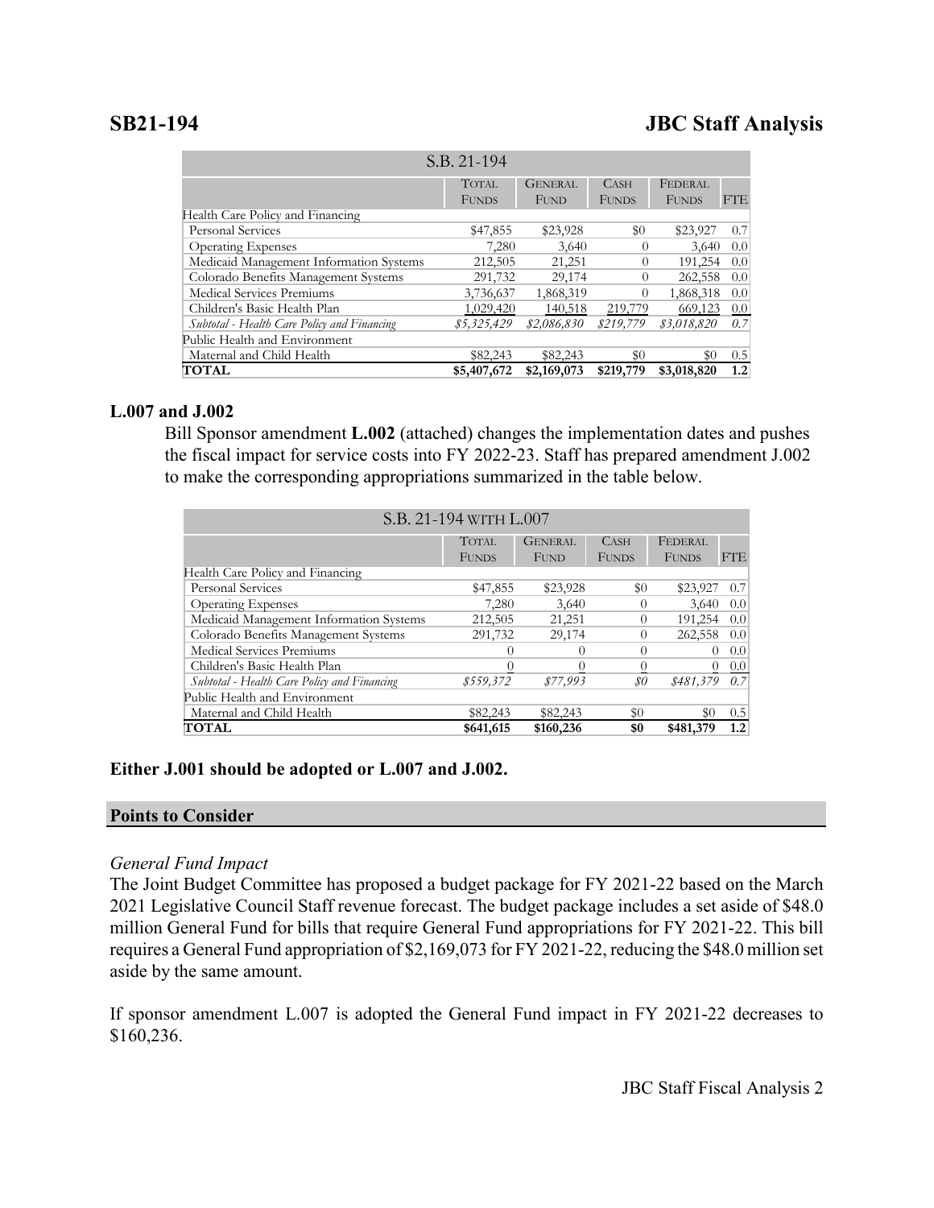| S.B. 21-194 | | | | | |
|---|---|---|---|---|---|
| | TOTAL FUNDS | GENERAL FUND | CASH FUNDS | FEDERAL FUNDS | FTE |
| Health Care Policy and Financing | | | | | |
| Personal Services | $47,855 | $23,928 | $0 | $23,927 | 0.7 |
| Operating Expenses | 7,280 | 3,640 | 0 | 3,640 | 0.0 |
| Medicaid Management Information Systems | 212,505 | 21,251 | 0 | 191,254 | 0.0 |
| Colorado Benefits Management Systems | 291,732 | 29,174 | 0 | 262,558 | 0.0 |
| Medical Services Premiums | 3,736,637 | 1,868,319 | 0 | 1,868,318 | 0.0 |
| Children's Basic Health Plan | 1,029,420 | 140,518 | 219,779 | 669,123 | 0.0 |
| *Subtotal - Health Care Policy and Financing* | *$5,325,429* | *$2,086,830* | *$219,779* | *$3,018,820* | *0.7* |
| Public Health and Environment | | | | | |
| Maternal and Child Health | $82,243 | $82,243 | $0 | $0 | 0.5 |
| **TOTAL** | **$5,407,672** | **$2,169,073** | **$219,779** | **$3,018,820** | **1.2** |

**L.007 and J.002**

Bill Sponsor amendment **L.002** (attached) changes the implementation dates and pushes the fiscal impact for service costs into FY 2022-23. Staff has prepared amendment J.002 to make the corresponding appropriations summarized in the table below.

| S.B. 21-194 WITH L.007 | | | | | |
|---|---|---|---|---|---|
| | TOTAL FUNDS | GENERAL FUND | CASH FUNDS | FEDERAL FUNDS | FTE |
| Health Care Policy and Financing | | | | | |
| Personal Services | $47,855 | $23,928 | $0 | $23,927 | 0.7 |
| Operating Expenses | 7,280 | 3,640 | 0 | 3,640 | 0.0 |
| Medicaid Management Information Systems | 212,505 | 21,251 | 0 | 191,254 | 0.0 |
| Colorado Benefits Management Systems | 291,732 | 29,174 | 0 | 262,558 | 0.0 |
| Medical Services Premiums | 0 | 0 | 0 | 0 | 0.0 |
| Children's Basic Health Plan | 0 | 0 | 0 | 0 | 0.0 |
| *Subtotal - Health Care Policy and Financing* | *$559,372* | *$77,993* | *$0* | *$481,379* | *0.7* |
| Public Health and Environment | | | | | |
| Maternal and Child Health | $82,243 | $82,243 | $0 | $0 | 0.5 |
| **TOTAL** | **$641,615** | **$160,236** | **$0** | **$481,379** | **1.2** |

**Either J.001 should be adopted or L.007 and J.002.**

## Points to Consider

*General Fund Impact*

The Joint Budget Committee has proposed a budget package for FY 2021-22 based on the March 2021 Legislative Council Staff revenue forecast. The budget package includes a set aside of $48.0 million General Fund for bills that require General Fund appropriations for FY 2021-22. This bill requires a General Fund appropriation of $2,169,073 for FY 2021-22, reducing the $48.0 million set aside by the same amount.

If sponsor amendment L.007 is adopted the General Fund impact in FY 2021-22 decreases to $160,236.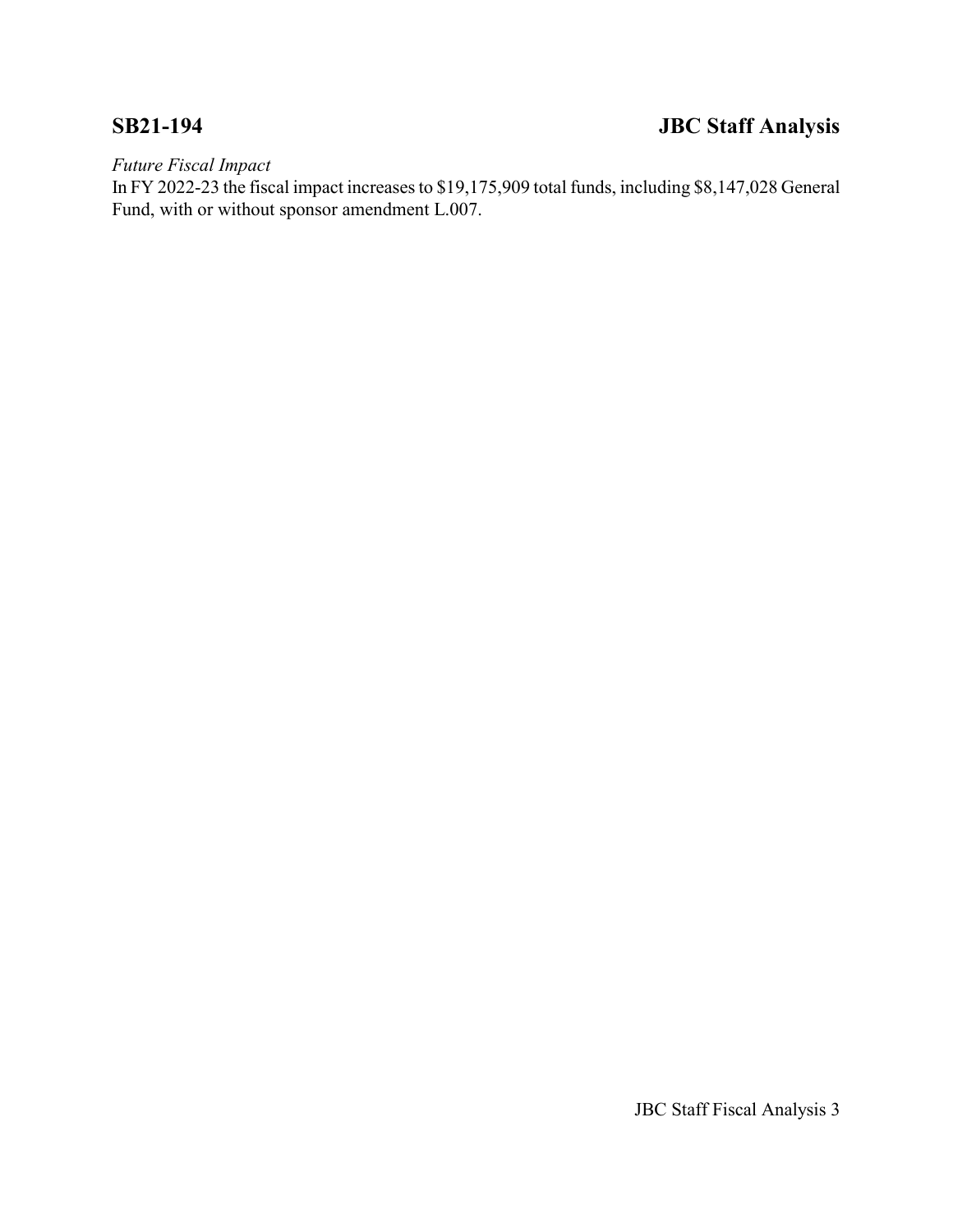*Future Fiscal Impact*

In FY 2022-23 the fiscal impact increases to $19,175,909 total funds, including $8,147,028 General Fund, with or without sponsor amendment L.007.